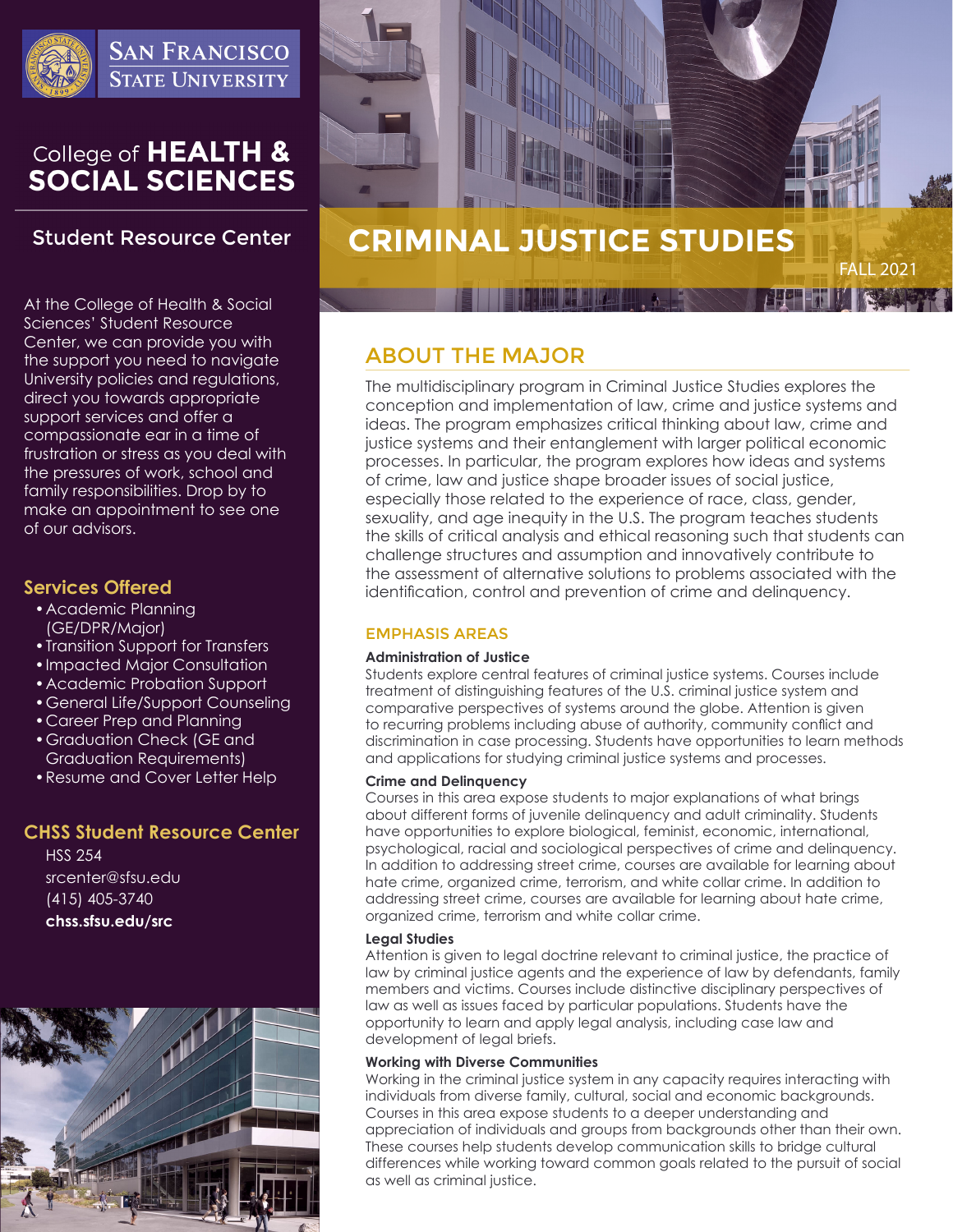San Francisco State University

College of **HEALTH & SOCIAL SCIENCES**

## Student Resource Center

At the College of Health & Social Sciences' Student Resource Center, we can provide you with the support you need to navigate University policies and regulations, direct you towards appropriate support services and offer a compassionate ear in a time of frustration or stress as you deal with the pressures of work, school and family responsibilities. Drop by to make an appointment to see one of our advisors.

### Services Offered

- Academic Planning (GE/DPR/Major)
- Transition Support for Transfers
- Impacted Major Consultation
- Academic Probation Support
- General Life/Support Counseling
- Career Prep and Planning
- Graduation Check (GE and Graduation Requirements)
- Resume and Cover Letter Help

### CHSS Student Resource Center

HSS 254
srcenter@sfsu.edu
(415) 405-3740
**chss.sfsu.edu/src**

# CRIMINAL JUSTICE STUDIES

FALL 2021

## ABOUT THE MAJOR

The multidisciplinary program in Criminal Justice Studies explores the conception and implementation of law, crime and justice systems and ideas. The program emphasizes critical thinking about law, crime and justice systems and their entanglement with larger political economic processes. In particular, the program explores how ideas and systems of crime, law and justice shape broader issues of social justice, especially those related to the experience of race, class, gender, sexuality, and age inequity in the U.S. The program teaches students the skills of critical analysis and ethical reasoning such that students can challenge structures and assumption and innovatively contribute to the assessment of alternative solutions to problems associated with the identification, control and prevention of crime and delinquency.

### EMPHASIS AREAS

**Administration of Justice**
Students explore central features of criminal justice systems. Courses include treatment of distinguishing features of the U.S. criminal justice system and comparative perspectives of systems around the globe. Attention is given to recurring problems including abuse of authority, community conflict and discrimination in case processing. Students have opportunities to learn methods and applications for studying criminal justice systems and processes.

**Crime and Delinquency**
Courses in this area expose students to major explanations of what brings about different forms of juvenile delinquency and adult criminality. Students have opportunities to explore biological, feminist, economic, international, psychological, racial and sociological perspectives of crime and delinquency. In addition to addressing street crime, courses are available for learning about hate crime, organized crime, terrorism, and white collar crime. In addition to addressing street crime, courses are available for learning about hate crime, organized crime, terrorism and white collar crime.

**Legal Studies**
Attention is given to legal doctrine relevant to criminal justice, the practice of law by criminal justice agents and the experience of law by defendants, family members and victims. Courses include distinctive disciplinary perspectives of law as well as issues faced by particular populations. Students have the opportunity to learn and apply legal analysis, including case law and development of legal briefs.

**Working with Diverse Communities**
Working in the criminal justice system in any capacity requires interacting with individuals from diverse family, cultural, social and economic backgrounds. Courses in this area expose students to a deeper understanding and appreciation of individuals and groups from backgrounds other than their own. These courses help students develop communication skills to bridge cultural differences while working toward common goals related to the pursuit of social as well as criminal justice.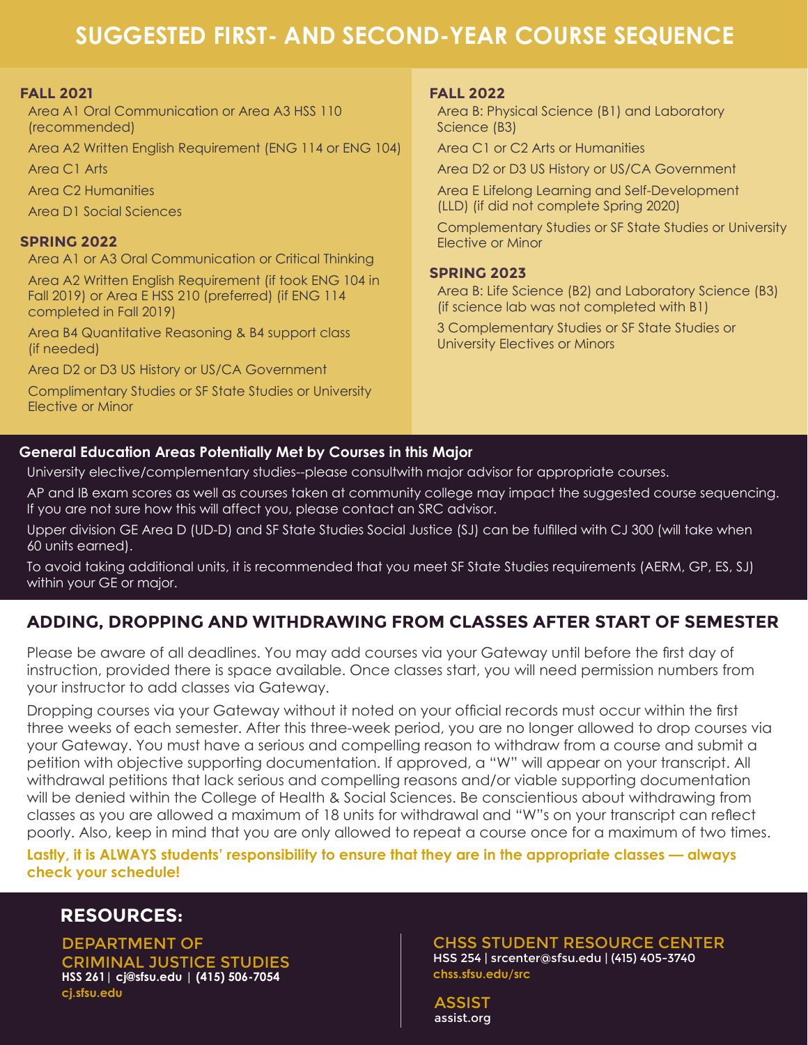# SUGGESTED FIRST- AND SECOND-YEAR COURSE SEQUENCE

**FALL 2021**

- Area A1 Oral Communication or Area A3 HSS 110 (recommended)
- Area A2 Written English Requirement (ENG 114 or ENG 104)
- Area C1 Arts
- Area C2 Humanities
- Area D1 Social Sciences

**SPRING 2022**

- Area A1 or A3 Oral Communication or Critical Thinking
- Area A2 Written English Requirement (if took ENG 104 in Fall 2019) or Area E HSS 210 (preferred) (if ENG 114 completed in Fall 2019)
- Area B4 Quantitative Reasoning & B4 support class (if needed)
- Area D2 or D3 US History or US/CA Government
- Complimentary Studies or SF State Studies or University Elective or Minor

**FALL 2022**

- Area B: Physical Science (B1) and Laboratory Science (B3)
- Area C1 or C2 Arts or Humanities
- Area D2 or D3 US History or US/CA Government
- Area E Lifelong Learning and Self-Development (LLD) (if did not complete Spring 2020)
- Complementary Studies or SF State Studies or University Elective or Minor

**SPRING 2023**

- Area B: Life Science (B2) and Laboratory Science (B3) (if science lab was not completed with B1)
- 3 Complementary Studies or SF State Studies or University Electives or Minors

**General Education Areas Potentially Met by Courses in this Major**

- University elective/complementary studies--please consultwith major advisor for appropriate courses.
- AP and IB exam scores as well as courses taken at community college may impact the suggested course sequencing. If you are not sure how this will affect you, please contact an SRC advisor.
- Upper division GE Area D (UD-D) and SF State Studies Social Justice (SJ) can be fulfilled with CJ 300 (will take when 60 units earned).
- To avoid taking additional units, it is recommended that you meet SF State Studies requirements (AERM, GP, ES, SJ) within your GE or major.

## ADDING, DROPPING AND WITHDRAWING FROM CLASSES AFTER START OF SEMESTER

Please be aware of all deadlines. You may add courses via your Gateway until before the first day of instruction, provided there is space available. Once classes start, you will need permission numbers from your instructor to add classes via Gateway.

Dropping courses via your Gateway without it noted on your official records must occur within the first three weeks of each semester. After this three-week period, you are no longer allowed to drop courses via your Gateway. You must have a serious and compelling reason to withdraw from a course and submit a petition with objective supporting documentation. If approved, a "W" will appear on your transcript. All withdrawal petitions that lack serious and compelling reasons and/or viable supporting documentation will be denied within the College of Health & Social Sciences. Be conscientious about withdrawing from classes as you are allowed a maximum of 18 units for withdrawal and "W"s on your transcript can reflect poorly. Also, keep in mind that you are only allowed to repeat a course once for a maximum of two times.

**Lastly, it is ALWAYS students' responsibility to ensure that they are in the appropriate classes — always check your schedule!**

## RESOURCES:

**DEPARTMENT OF CRIMINAL JUSTICE STUDIES**
HSS 261 | cj@sfsu.edu | (415) 506-7054
cj.sfsu.edu

**CHSS STUDENT RESOURCE CENTER**
HSS 254 | srcenter@sfsu.edu | (415) 405-3740
chss.sfsu.edu/src

**ASSIST**
assist.org